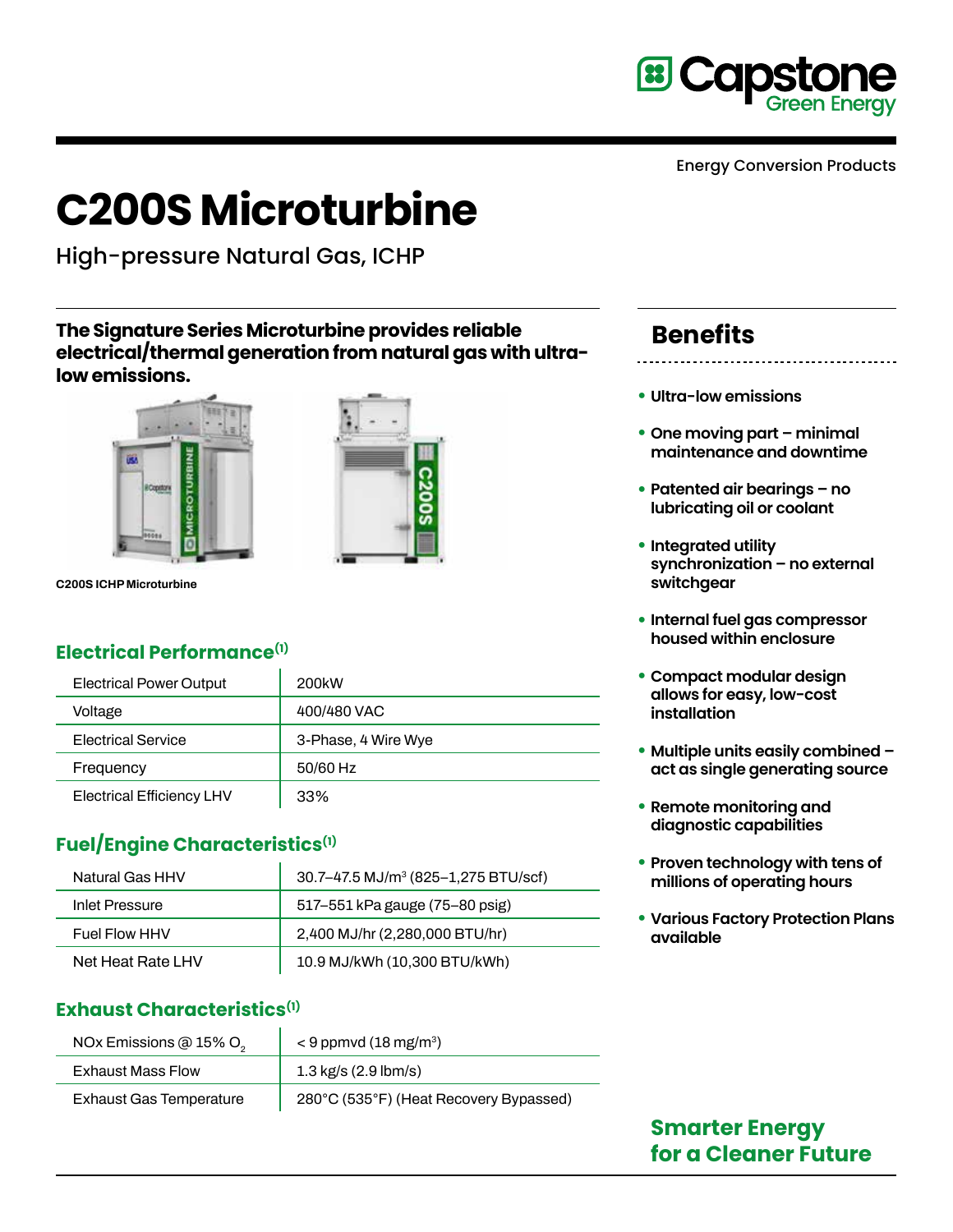Energy Conversion Products

# C200S Microturbine

High-pressure Natural Gas, ICHP

**The Signature Series Microturbine provides reliable electrical/thermal generation from natural gas with ultra-low emissions.**

C200S ICHP Microturbine

## Electrical Performance[1]

| | |
|---|---|
| Electrical Power Output | 200kW |
| Voltage | 400/480 VAC |
| Electrical Service | 3-Phase, 4 Wire Wye |
| Frequency | 50/60 Hz |
| Electrical Efficiency LHV | 33% |

## Fuel/Engine Characteristics[1]

| | |
|---|---|
| Natural Gas HHV | 30.7–47.5 MJ/m$^3$ (825–1,275 BTU/scf) |
| Inlet Pressure | 517–551 kPa gauge (75–80 psig) |
| Fuel Flow HHV | 2,400 MJ/hr (2,280,000 BTU/hr) |
| Net Heat Rate LHV | 10.9 MJ/kWh (10,300 BTU/kWh) |

## Exhaust Characteristics[1]

| | |
|---|---|
| NOx Emissions @ 15% $O_2$ | < 9 ppmvd (18 mg/m$^3$) |
| Exhaust Mass Flow | 1.3 kg/s (2.9 lbm/s) |
| Exhaust Gas Temperature | 280°C (535°F) (Heat Recovery Bypassed) |

## Benefits

- **Ultra-low emissions**
- **One moving part – minimal maintenance and downtime**
- **Patented air bearings – no lubricating oil or coolant**
- **Integrated utility synchronization – no external switchgear**
- **Internal fuel gas compressor housed within enclosure**
- **Compact modular design allows for easy, low-cost installation**
- **Multiple units easily combined – act as single generating source**
- **Remote monitoring and diagnostic capabilities**
- **Proven technology with tens of millions of operating hours**
- **Various Factory Protection Plans available**

**Smarter Energy for a Cleaner Future**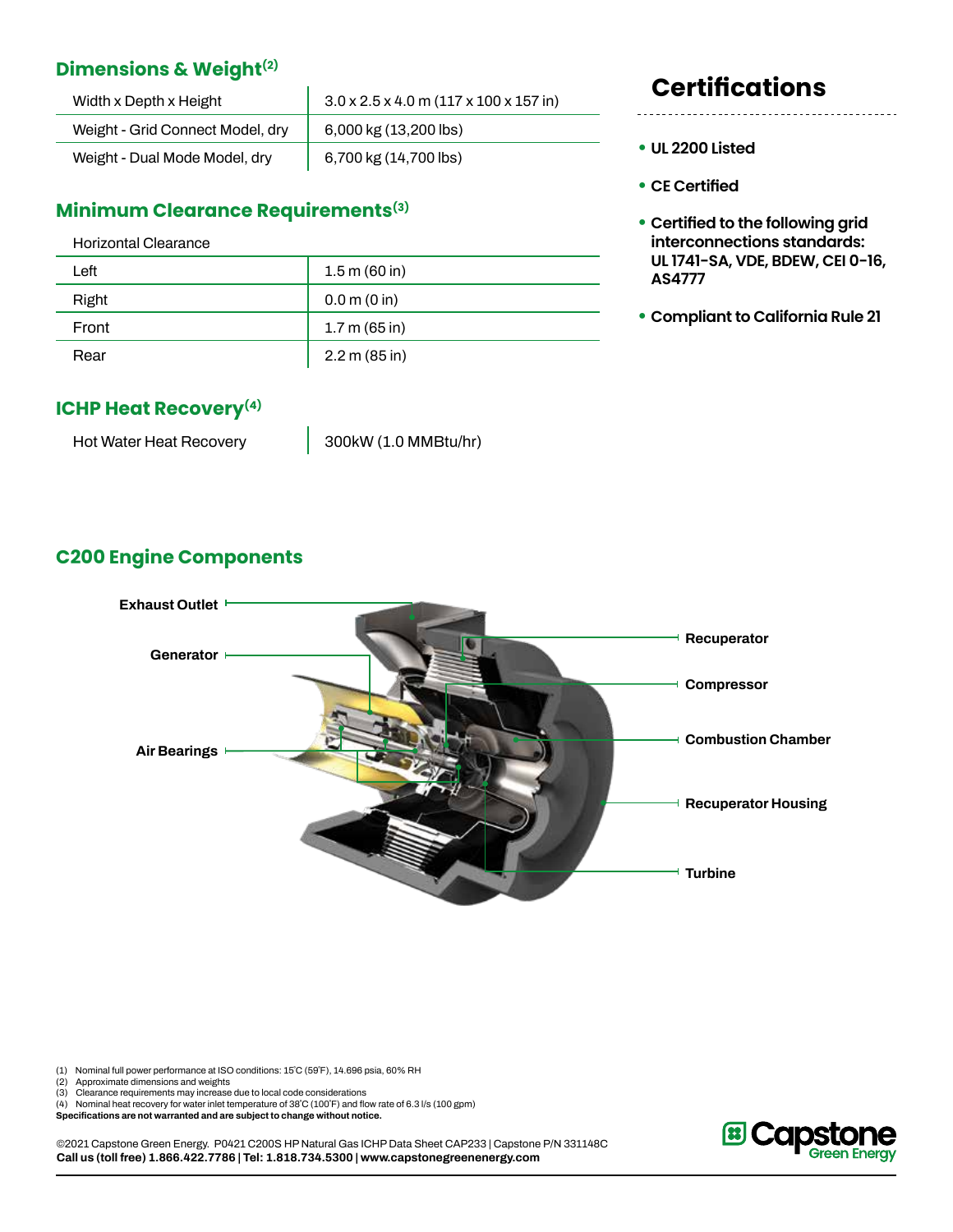## Dimensions & Weight[2]

| | |
|---|---|
| Width x Depth x Height | 3.0 x 2.5 x 4.0 m (117 x 100 x 157 in) |
| Weight - Grid Connect Model, dry | 6,000 kg (13,200 lbs) |
| Weight - Dual Mode Model, dry | 6,700 kg (14,700 lbs) |

## Minimum Clearance Requirements[3]

| Horizontal Clearance | |
|---|---|
| Left | 1.5 m (60 in) |
| Right | 0.0 m (0 in) |
| Front | 1.7 m (65 in) |
| Rear | 2.2 m (85 in) |

## ICHP Heat Recovery[4]

| | |
|---|---|
| Hot Water Heat Recovery | 300kW (1.0 MMBtu/hr) |

## Certifications

- **UL 2200 Listed**
- **CE Certified**
- **Certified to the following grid interconnections standards: UL 1741-SA, VDE, BDEW, CEI 0-16, AS4777**
- **Compliant to California Rule 21**

## C200 Engine Components

Exhaust Outlet

Generator

Air Bearings

Recuperator

Compressor

Combustion Chamber

Recuperator Housing

Turbine

(1) Nominal full power performance at ISO conditions: 15°C (59°F), 14.696 psia, 60% RH
(2) Approximate dimensions and weights
(3) Clearance requirements may increase due to local code considerations
(4) Nominal heat recovery for water inlet temperature of 38°C (100°F) and flow rate of 6.3 l/s (100 gpm)
**Specifications are not warranted and are subject to change without notice.**

©2021 Capstone Green Energy. P0421 C200S HP Natural Gas ICHP Data Sheet CAP233 | Capstone P/N 331148C
**Call us (toll free) 1.866.422.7786 | Tel: 1.818.734.5300 | www.capstonegreenenergy.com**

Capstone Green Energy